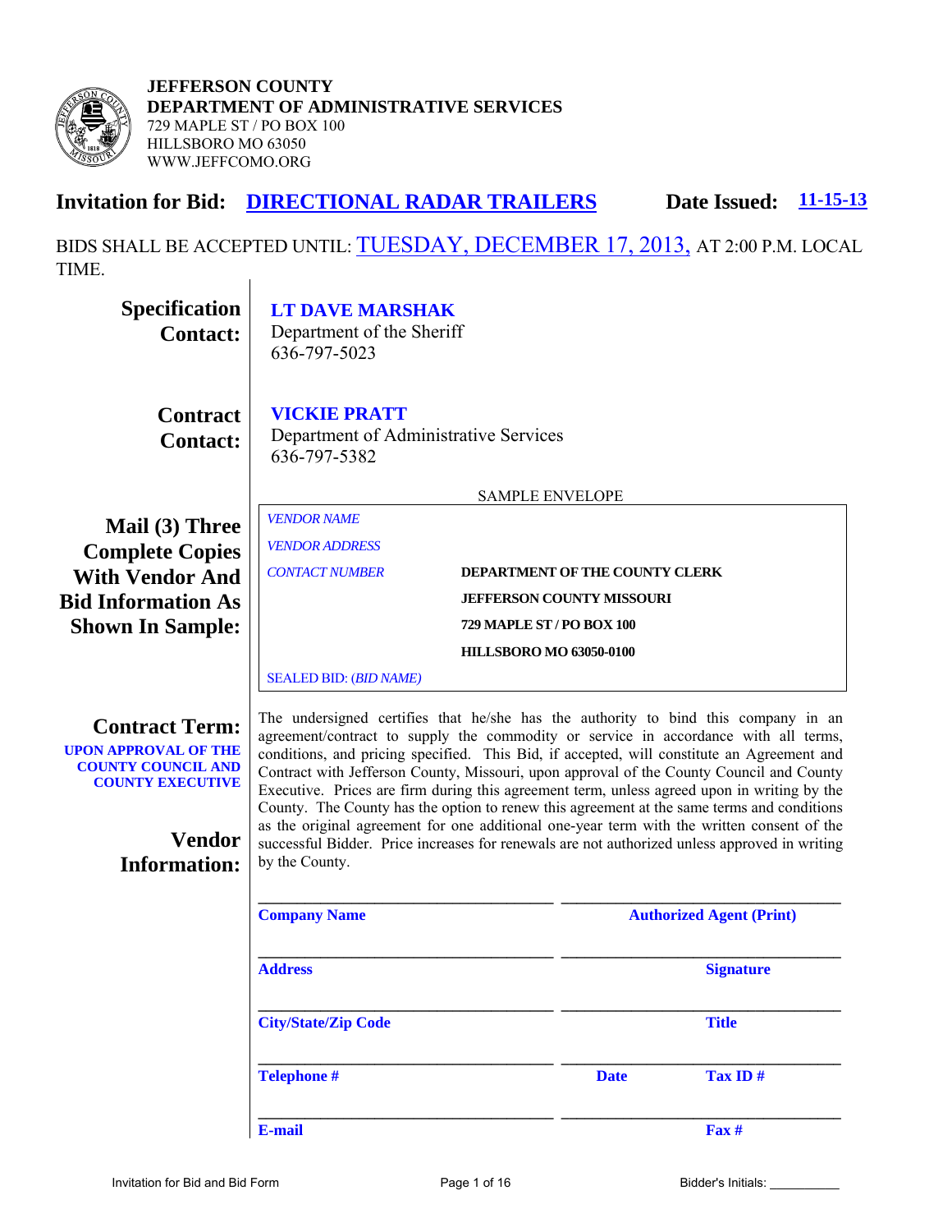**JEFFERSON COUNTY**
**DEPARTMENT OF ADMINISTRATIVE SERVICES**
729 MAPLE ST / PO BOX 100
HILLSBORO MO 63050
WWW.JEFFCOMO.ORG

## Invitation for Bid: DIRECTIONAL RADAR TRAILERS    Date Issued: 11-15-13

BIDS SHALL BE ACCEPTED UNTIL: TUESDAY, DECEMBER 17, 2013, AT 2:00 P.M. LOCAL TIME.

**Specification Contact:**

**LT DAVE MARSHAK**
Department of the Sheriff
636-797-5023

**Contract Contact:**

**VICKIE PRATT**
Department of Administrative Services
636-797-5382

**Mail (3) Three Complete Copies With Vendor And Bid Information As Shown In Sample:**

SAMPLE ENVELOPE

| | |
|---|---|
| *VENDOR NAME* | |
| *VENDOR ADDRESS* | |
| *CONTACT NUMBER* | **DEPARTMENT OF THE COUNTY CLERK** |
| | **JEFFERSON COUNTY MISSOURI** |
| | **729 MAPLE ST / PO BOX 100** |
| | **HILLSBORO MO 63050-0100** |
| SEALED BID: (*BID NAME*) | |

**Contract Term:**
**UPON APPROVAL OF THE COUNTY COUNCIL AND COUNTY EXECUTIVE**

The undersigned certifies that he/she has the authority to bind this company in an agreement/contract to supply the commodity or service in accordance with all terms, conditions, and pricing specified. This Bid, if accepted, will constitute an Agreement and Contract with Jefferson County, Missouri, upon approval of the County Council and County Executive. Prices are firm during this agreement term, unless agreed upon in writing by the County. The County has the option to renew this agreement at the same terms and conditions as the original agreement for one additional one-year term with the written consent of the successful Bidder. Price increases for renewals are not authorized unless approved in writing by the County.

**Vendor Information:**

| | |
|---|---|
| ______________________ | ______________________ |
| **Company Name** | **Authorized Agent (Print)** |
| ______________________ | ______________________ |
| **Address** | **Signature** |
| ______________________ | ______________________ |
| **City/State/Zip Code** | **Title** |
| ______________________ | ______________________ |
| **Telephone #** | **Date** **Tax ID #** |
| ______________________ | ______________________ |
| **E-mail** | **Fax #** |

Bidder's Initials: __________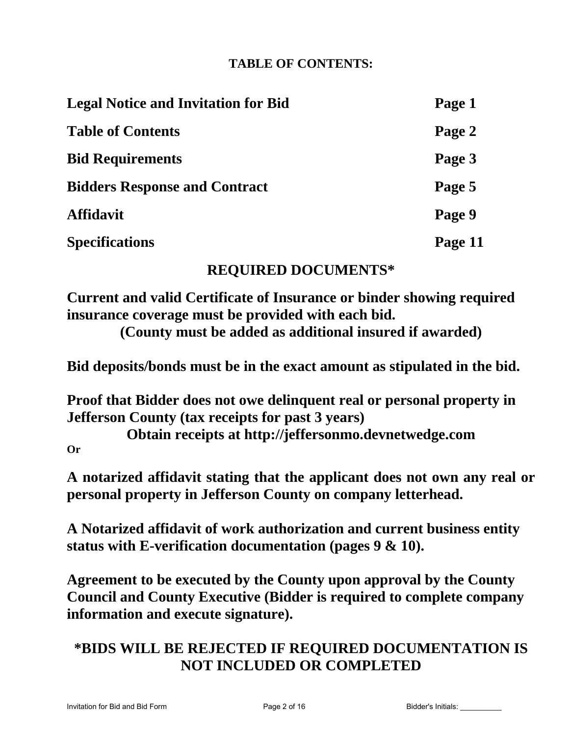## TABLE OF CONTENTS:

| | |
|---|---|
| **Legal Notice and Invitation for Bid** | **Page 1** |
| **Table of Contents** | **Page 2** |
| **Bid Requirements** | **Page 3** |
| **Bidders Response and Contract** | **Page 5** |
| **Affidavit** | **Page 9** |
| **Specifications** | **Page 11** |

## REQUIRED DOCUMENTS*

**Current and valid Certificate of Insurance or binder showing required insurance coverage must be provided with each bid.**
**(County must be added as additional insured if awarded)**

**Bid deposits/bonds must be in the exact amount as stipulated in the bid.**

**Proof that Bidder does not owe delinquent real or personal property in Jefferson County (tax receipts for past 3 years)**
**Obtain receipts at http://jeffersonmo.devnetwedge.com**

**Or**

**A notarized affidavit stating that the applicant does not own any real or personal property in Jefferson County on company letterhead.**

**A Notarized affidavit of work authorization and current business entity status with E-verification documentation (pages 9 & 10).**

**Agreement to be executed by the County upon approval by the County Council and County Executive (Bidder is required to complete company information and execute signature).**

## *BIDS WILL BE REJECTED IF REQUIRED DOCUMENTATION IS NOT INCLUDED OR COMPLETED

Bidder's Initials: __________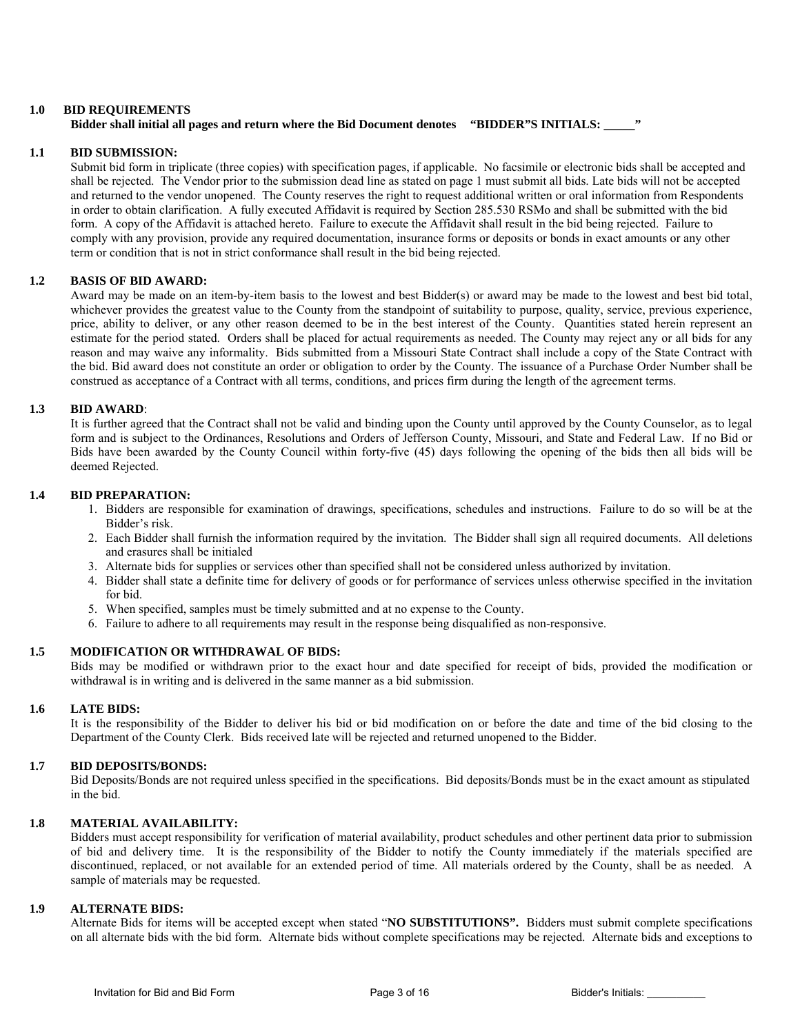## 1.0 BID REQUIREMENTS

**Bidder shall initial all pages and return where the Bid Document denotes "BIDDER"S INITIALS: _____"**

### 1.1 BID SUBMISSION:

Submit bid form in triplicate (three copies) with specification pages, if applicable. No facsimile or electronic bids shall be accepted and shall be rejected. The Vendor prior to the submission dead line as stated on page 1 must submit all bids. Late bids will not be accepted and returned to the vendor unopened. The County reserves the right to request additional written or oral information from Respondents in order to obtain clarification. A fully executed Affidavit is required by Section 285.530 RSMo and shall be submitted with the bid form. A copy of the Affidavit is attached hereto. Failure to execute the Affidavit shall result in the bid being rejected. Failure to comply with any provision, provide any required documentation, insurance forms or deposits or bonds in exact amounts or any other term or condition that is not in strict conformance shall result in the bid being rejected.

### 1.2 BASIS OF BID AWARD:

Award may be made on an item-by-item basis to the lowest and best Bidder(s) or award may be made to the lowest and best bid total, whichever provides the greatest value to the County from the standpoint of suitability to purpose, quality, service, previous experience, price, ability to deliver, or any other reason deemed to be in the best interest of the County. Quantities stated herein represent an estimate for the period stated. Orders shall be placed for actual requirements as needed. The County may reject any or all bids for any reason and may waive any informality. Bids submitted from a Missouri State Contract shall include a copy of the State Contract with the bid. Bid award does not constitute an order or obligation to order by the County. The issuance of a Purchase Order Number shall be construed as acceptance of a Contract with all terms, conditions, and prices firm during the length of the agreement terms.

### 1.3 BID AWARD:

It is further agreed that the Contract shall not be valid and binding upon the County until approved by the County Counselor, as to legal form and is subject to the Ordinances, Resolutions and Orders of Jefferson County, Missouri, and State and Federal Law. If no Bid or Bids have been awarded by the County Council within forty-five (45) days following the opening of the bids then all bids will be deemed Rejected.

### 1.4 BID PREPARATION:

1. Bidders are responsible for examination of drawings, specifications, schedules and instructions. Failure to do so will be at the Bidder's risk.
2. Each Bidder shall furnish the information required by the invitation. The Bidder shall sign all required documents. All deletions and erasures shall be initialed
3. Alternate bids for supplies or services other than specified shall not be considered unless authorized by invitation.
4. Bidder shall state a definite time for delivery of goods or for performance of services unless otherwise specified in the invitation for bid.
5. When specified, samples must be timely submitted and at no expense to the County.
6. Failure to adhere to all requirements may result in the response being disqualified as non-responsive.

### 1.5 MODIFICATION OR WITHDRAWAL OF BIDS:

Bids may be modified or withdrawn prior to the exact hour and date specified for receipt of bids, provided the modification or withdrawal is in writing and is delivered in the same manner as a bid submission.

### 1.6 LATE BIDS:

It is the responsibility of the Bidder to deliver his bid or bid modification on or before the date and time of the bid closing to the Department of the County Clerk. Bids received late will be rejected and returned unopened to the Bidder.

### 1.7 BID DEPOSITS/BONDS:

Bid Deposits/Bonds are not required unless specified in the specifications. Bid deposits/Bonds must be in the exact amount as stipulated in the bid.

### 1.8 MATERIAL AVAILABILITY:

Bidders must accept responsibility for verification of material availability, product schedules and other pertinent data prior to submission of bid and delivery time. It is the responsibility of the Bidder to notify the County immediately if the materials specified are discontinued, replaced, or not available for an extended period of time. All materials ordered by the County, shall be as needed. A sample of materials may be requested.

### 1.9 ALTERNATE BIDS:

Alternate Bids for items will be accepted except when stated "**NO SUBSTITUTIONS".** Bidders must submit complete specifications on all alternate bids with the bid form. Alternate bids without complete specifications may be rejected. Alternate bids and exceptions to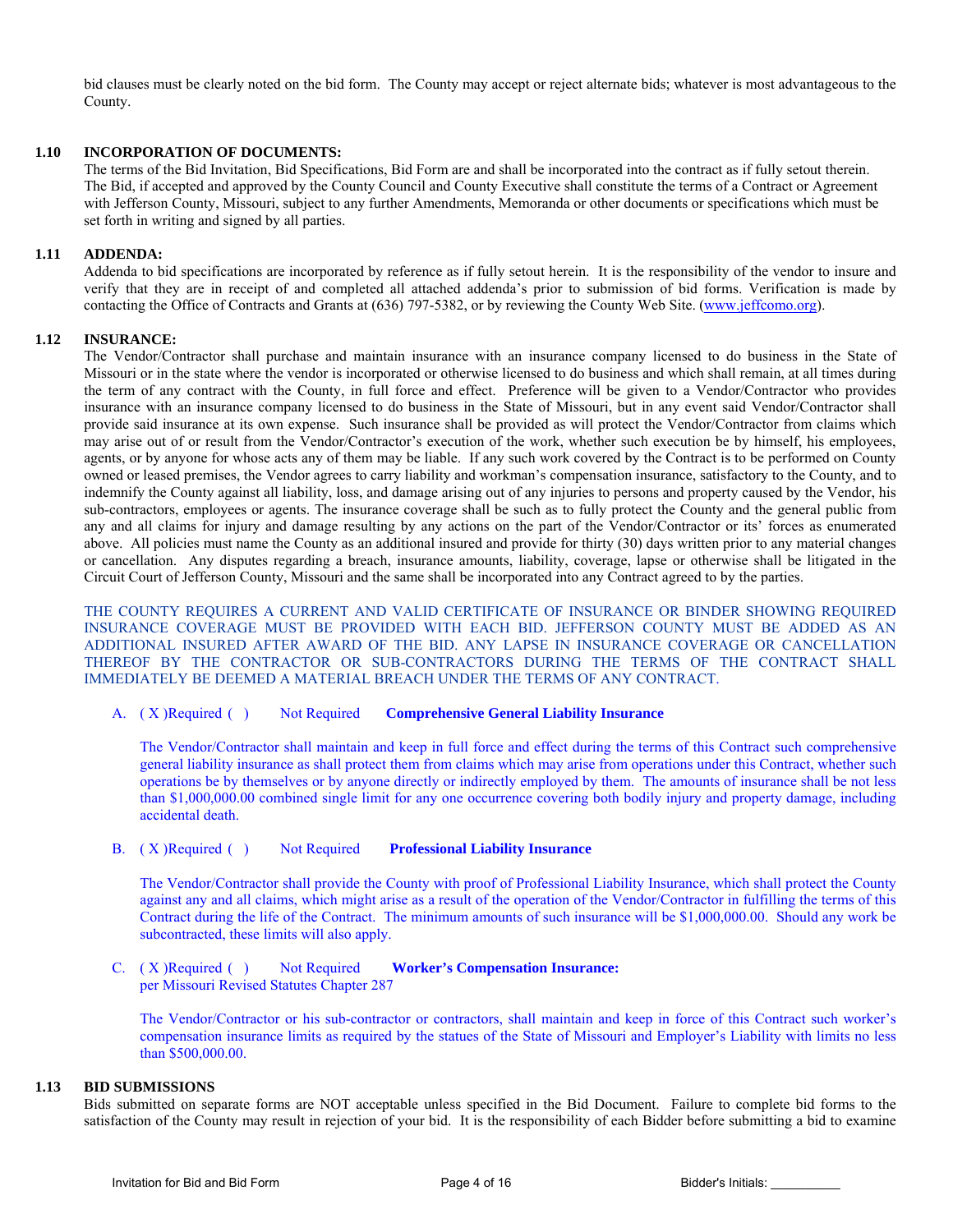bid clauses must be clearly noted on the bid form. The County may accept or reject alternate bids; whatever is most advantageous to the County.

**1.10 INCORPORATION OF DOCUMENTS:**

The terms of the Bid Invitation, Bid Specifications, Bid Form are and shall be incorporated into the contract as if fully setout therein. The Bid, if accepted and approved by the County Council and County Executive shall constitute the terms of a Contract or Agreement with Jefferson County, Missouri, subject to any further Amendments, Memoranda or other documents or specifications which must be set forth in writing and signed by all parties.

**1.11 ADDENDA:**

Addenda to bid specifications are incorporated by reference as if fully setout herein. It is the responsibility of the vendor to insure and verify that they are in receipt of and completed all attached addenda's prior to submission of bid forms. Verification is made by contacting the Office of Contracts and Grants at (636) 797-5382, or by reviewing the County Web Site. (www.jeffcomo.org).

**1.12 INSURANCE:**

The Vendor/Contractor shall purchase and maintain insurance with an insurance company licensed to do business in the State of Missouri or in the state where the vendor is incorporated or otherwise licensed to do business and which shall remain, at all times during the term of any contract with the County, in full force and effect. Preference will be given to a Vendor/Contractor who provides insurance with an insurance company licensed to do business in the State of Missouri, but in any event said Vendor/Contractor shall provide said insurance at its own expense. Such insurance shall be provided as will protect the Vendor/Contractor from claims which may arise out of or result from the Vendor/Contractor's execution of the work, whether such execution be by himself, his employees, agents, or by anyone for whose acts any of them may be liable. If any such work covered by the Contract is to be performed on County owned or leased premises, the Vendor agrees to carry liability and workman's compensation insurance, satisfactory to the County, and to indemnify the County against all liability, loss, and damage arising out of any injuries to persons and property caused by the Vendor, his sub-contractors, employees or agents. The insurance coverage shall be such as to fully protect the County and the general public from any and all claims for injury and damage resulting by any actions on the part of the Vendor/Contractor or its' forces as enumerated above. All policies must name the County as an additional insured and provide for thirty (30) days written prior to any material changes or cancellation. Any disputes regarding a breach, insurance amounts, liability, coverage, lapse or otherwise shall be litigated in the Circuit Court of Jefferson County, Missouri and the same shall be incorporated into any Contract agreed to by the parties.

THE COUNTY REQUIRES A CURRENT AND VALID CERTIFICATE OF INSURANCE OR BINDER SHOWING REQUIRED INSURANCE COVERAGE MUST BE PROVIDED WITH EACH BID. JEFFERSON COUNTY MUST BE ADDED AS AN ADDITIONAL INSURED AFTER AWARD OF THE BID. ANY LAPSE IN INSURANCE COVERAGE OR CANCELLATION THEREOF BY THE CONTRACTOR OR SUB-CONTRACTORS DURING THE TERMS OF THE CONTRACT SHALL IMMEDIATELY BE DEEMED A MATERIAL BREACH UNDER THE TERMS OF ANY CONTRACT.

A. ( X )Required ( ) Not Required **Comprehensive General Liability Insurance**

The Vendor/Contractor shall maintain and keep in full force and effect during the terms of this Contract such comprehensive general liability insurance as shall protect them from claims which may arise from operations under this Contract, whether such operations be by themselves or by anyone directly or indirectly employed by them. The amounts of insurance shall be not less than $1,000,000.00 combined single limit for any one occurrence covering both bodily injury and property damage, including accidental death.

B. ( X )Required ( ) Not Required **Professional Liability Insurance**

The Vendor/Contractor shall provide the County with proof of Professional Liability Insurance, which shall protect the County against any and all claims, which might arise as a result of the operation of the Vendor/Contractor in fulfilling the terms of this Contract during the life of the Contract. The minimum amounts of such insurance will be $1,000,000.00. Should any work be subcontracted, these limits will also apply.

C. ( X )Required ( ) Not Required **Worker's Compensation Insurance:**
per Missouri Revised Statutes Chapter 287

The Vendor/Contractor or his sub-contractor or contractors, shall maintain and keep in force of this Contract such worker's compensation insurance limits as required by the statues of the State of Missouri and Employer's Liability with limits no less than $500,000.00.

**1.13 BID SUBMISSIONS**

Bids submitted on separate forms are NOT acceptable unless specified in the Bid Document. Failure to complete bid forms to the satisfaction of the County may result in rejection of your bid. It is the responsibility of each Bidder before submitting a bid to examine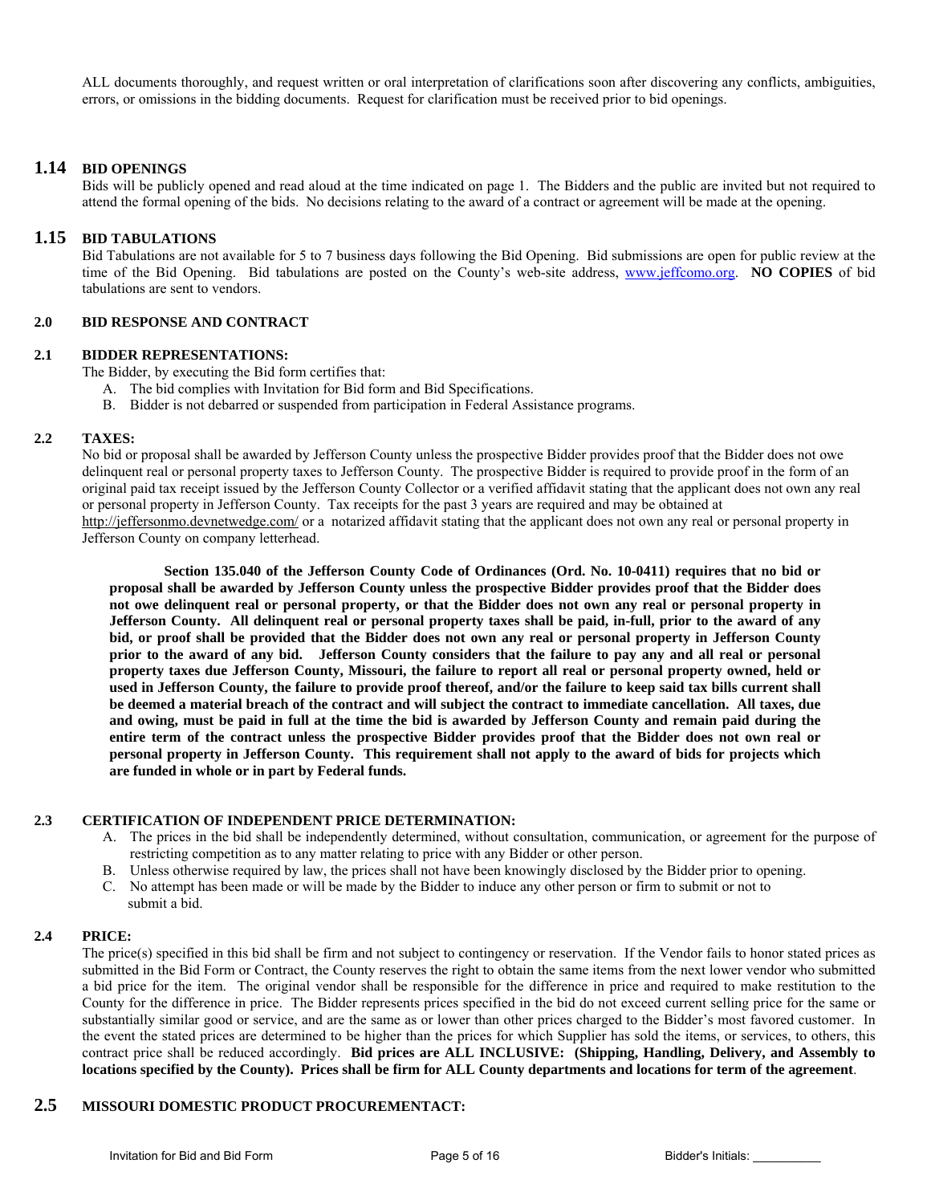ALL documents thoroughly, and request written or oral interpretation of clarifications soon after discovering any conflicts, ambiguities, errors, or omissions in the bidding documents. Request for clarification must be received prior to bid openings.

## 1.14 BID OPENINGS

Bids will be publicly opened and read aloud at the time indicated on page 1. The Bidders and the public are invited but not required to attend the formal opening of the bids. No decisions relating to the award of a contract or agreement will be made at the opening.

## 1.15 BID TABULATIONS

Bid Tabulations are not available for 5 to 7 business days following the Bid Opening. Bid submissions are open for public review at the time of the Bid Opening. Bid tabulations are posted on the County's web-site address, www.jeffcomo.org. **NO COPIES** of bid tabulations are sent to vendors.

## 2.0 BID RESPONSE AND CONTRACT

### 2.1 BIDDER REPRESENTATIONS:

The Bidder, by executing the Bid form certifies that:

A. The bid complies with Invitation for Bid form and Bid Specifications.
B. Bidder is not debarred or suspended from participation in Federal Assistance programs.

### 2.2 TAXES:

No bid or proposal shall be awarded by Jefferson County unless the prospective Bidder provides proof that the Bidder does not owe delinquent real or personal property taxes to Jefferson County. The prospective Bidder is required to provide proof in the form of an original paid tax receipt issued by the Jefferson County Collector or a verified affidavit stating that the applicant does not own any real or personal property in Jefferson County. Tax receipts for the past 3 years are required and may be obtained at http://jeffersonmo.devnetwedge.com/ or a notarized affidavit stating that the applicant does not own any real or personal property in Jefferson County on company letterhead.

**Section 135.040 of the Jefferson County Code of Ordinances (Ord. No. 10-0411) requires that no bid or proposal shall be awarded by Jefferson County unless the prospective Bidder provides proof that the Bidder does not owe delinquent real or personal property, or that the Bidder does not own any real or personal property in Jefferson County. All delinquent real or personal property taxes shall be paid, in-full, prior to the award of any bid, or proof shall be provided that the Bidder does not own any real or personal property in Jefferson County prior to the award of any bid. Jefferson County considers that the failure to pay any and all real or personal property taxes due Jefferson County, Missouri, the failure to report all real or personal property owned, held or used in Jefferson County, the failure to provide proof thereof, and/or the failure to keep said tax bills current shall be deemed a material breach of the contract and will subject the contract to immediate cancellation. All taxes, due and owing, must be paid in full at the time the bid is awarded by Jefferson County and remain paid during the entire term of the contract unless the prospective Bidder provides proof that the Bidder does not own real or personal property in Jefferson County. This requirement shall not apply to the award of bids for projects which are funded in whole or in part by Federal funds.**

### 2.3 CERTIFICATION OF INDEPENDENT PRICE DETERMINATION:

A. The prices in the bid shall be independently determined, without consultation, communication, or agreement for the purpose of restricting competition as to any matter relating to price with any Bidder or other person.
B. Unless otherwise required by law, the prices shall not have been knowingly disclosed by the Bidder prior to opening.
C. No attempt has been made or will be made by the Bidder to induce any other person or firm to submit or not to submit a bid.

### 2.4 PRICE:

The price(s) specified in this bid shall be firm and not subject to contingency or reservation. If the Vendor fails to honor stated prices as submitted in the Bid Form or Contract, the County reserves the right to obtain the same items from the next lower vendor who submitted a bid price for the item. The original vendor shall be responsible for the difference in price and required to make restitution to the County for the difference in price. The Bidder represents prices specified in the bid do not exceed current selling price for the same or substantially similar good or service, and are the same as or lower than other prices charged to the Bidder's most favored customer. In the event the stated prices are determined to be higher than the prices for which Supplier has sold the items, or services, to others, this contract price shall be reduced accordingly. **Bid prices are ALL INCLUSIVE: (Shipping, Handling, Delivery, and Assembly to locations specified by the County). Prices shall be firm for ALL County departments and locations for term of the agreement**.

## 2.5 MISSOURI DOMESTIC PRODUCT PROCUREMENTACT: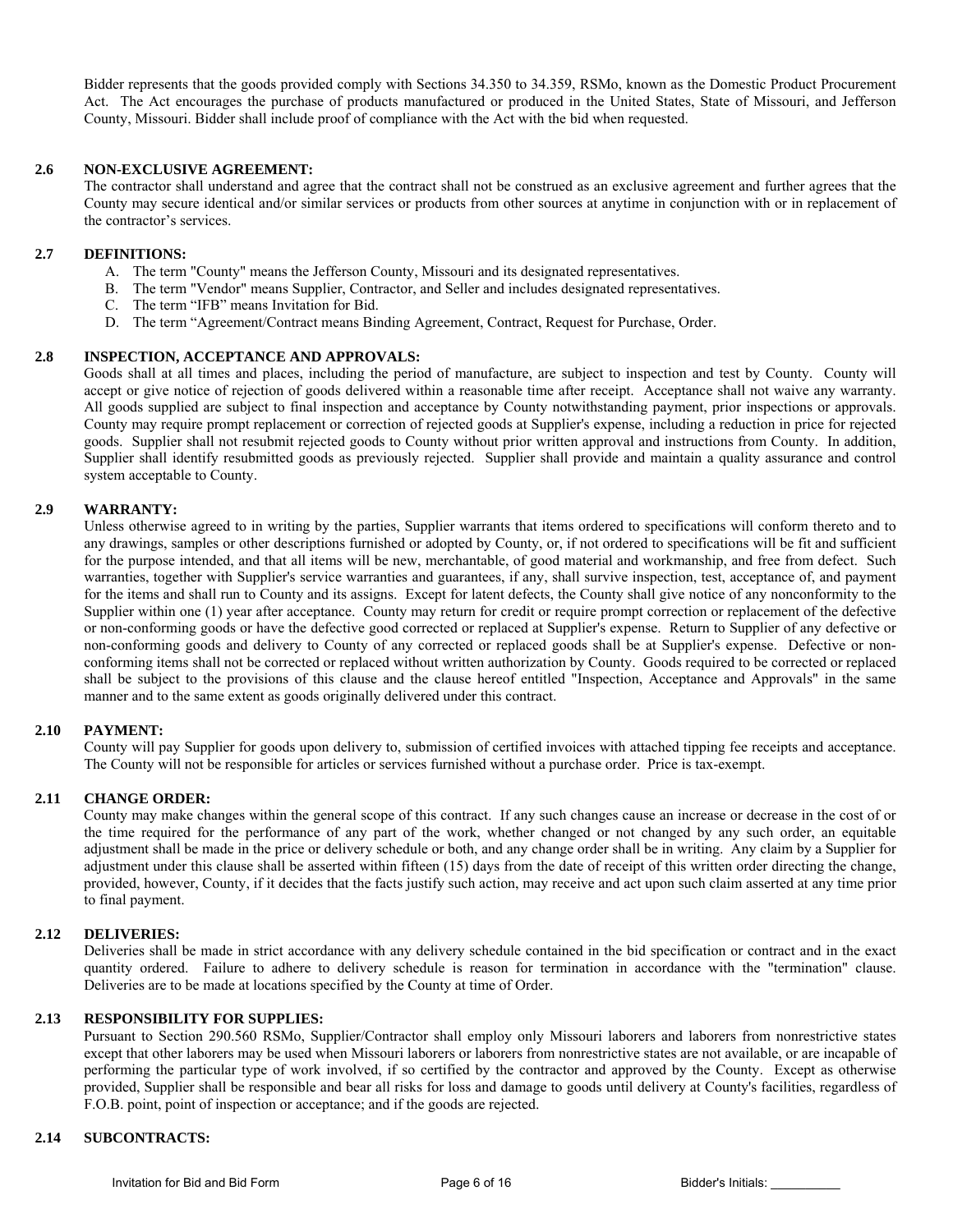Bidder represents that the goods provided comply with Sections 34.350 to 34.359, RSMo, known as the Domestic Product Procurement Act. The Act encourages the purchase of products manufactured or produced in the United States, State of Missouri, and Jefferson County, Missouri. Bidder shall include proof of compliance with the Act with the bid when requested.

**2.6 NON-EXCLUSIVE AGREEMENT:**

The contractor shall understand and agree that the contract shall not be construed as an exclusive agreement and further agrees that the County may secure identical and/or similar services or products from other sources at anytime in conjunction with or in replacement of the contractor's services.

**2.7 DEFINITIONS:**

A. The term "County" means the Jefferson County, Missouri and its designated representatives.
B. The term "Vendor" means Supplier, Contractor, and Seller and includes designated representatives.
C. The term "IFB" means Invitation for Bid.
D. The term "Agreement/Contract means Binding Agreement, Contract, Request for Purchase, Order.

**2.8 INSPECTION, ACCEPTANCE AND APPROVALS:**

Goods shall at all times and places, including the period of manufacture, are subject to inspection and test by County. County will accept or give notice of rejection of goods delivered within a reasonable time after receipt. Acceptance shall not waive any warranty. All goods supplied are subject to final inspection and acceptance by County notwithstanding payment, prior inspections or approvals. County may require prompt replacement or correction of rejected goods at Supplier's expense, including a reduction in price for rejected goods. Supplier shall not resubmit rejected goods to County without prior written approval and instructions from County. In addition, Supplier shall identify resubmitted goods as previously rejected. Supplier shall provide and maintain a quality assurance and control system acceptable to County.

**2.9 WARRANTY:**

Unless otherwise agreed to in writing by the parties, Supplier warrants that items ordered to specifications will conform thereto and to any drawings, samples or other descriptions furnished or adopted by County, or, if not ordered to specifications will be fit and sufficient for the purpose intended, and that all items will be new, merchantable, of good material and workmanship, and free from defect. Such warranties, together with Supplier's service warranties and guarantees, if any, shall survive inspection, test, acceptance of, and payment for the items and shall run to County and its assigns. Except for latent defects, the County shall give notice of any nonconformity to the Supplier within one (1) year after acceptance. County may return for credit or require prompt correction or replacement of the defective or non-conforming goods or have the defective good corrected or replaced at Supplier's expense. Return to Supplier of any defective or non-conforming goods and delivery to County of any corrected or replaced goods shall be at Supplier's expense. Defective or non-conforming items shall not be corrected or replaced without written authorization by County. Goods required to be corrected or replaced shall be subject to the provisions of this clause and the clause hereof entitled "Inspection, Acceptance and Approvals" in the same manner and to the same extent as goods originally delivered under this contract.

**2.10 PAYMENT:**

County will pay Supplier for goods upon delivery to, submission of certified invoices with attached tipping fee receipts and acceptance. The County will not be responsible for articles or services furnished without a purchase order. Price is tax-exempt.

**2.11 CHANGE ORDER:**

County may make changes within the general scope of this contract. If any such changes cause an increase or decrease in the cost of or the time required for the performance of any part of the work, whether changed or not changed by any such order, an equitable adjustment shall be made in the price or delivery schedule or both, and any change order shall be in writing. Any claim by a Supplier for adjustment under this clause shall be asserted within fifteen (15) days from the date of receipt of this written order directing the change, provided, however, County, if it decides that the facts justify such action, may receive and act upon such claim asserted at any time prior to final payment.

**2.12 DELIVERIES:**

Deliveries shall be made in strict accordance with any delivery schedule contained in the bid specification or contract and in the exact quantity ordered. Failure to adhere to delivery schedule is reason for termination in accordance with the "termination" clause. Deliveries are to be made at locations specified by the County at time of Order.

**2.13 RESPONSIBILITY FOR SUPPLIES:**

Pursuant to Section 290.560 RSMo, Supplier/Contractor shall employ only Missouri laborers and laborers from nonrestrictive states except that other laborers may be used when Missouri laborers or laborers from nonrestrictive states are not available, or are incapable of performing the particular type of work involved, if so certified by the contractor and approved by the County. Except as otherwise provided, Supplier shall be responsible and bear all risks for loss and damage to goods until delivery at County's facilities, regardless of F.O.B. point, point of inspection or acceptance; and if the goods are rejected.

**2.14 SUBCONTRACTS:**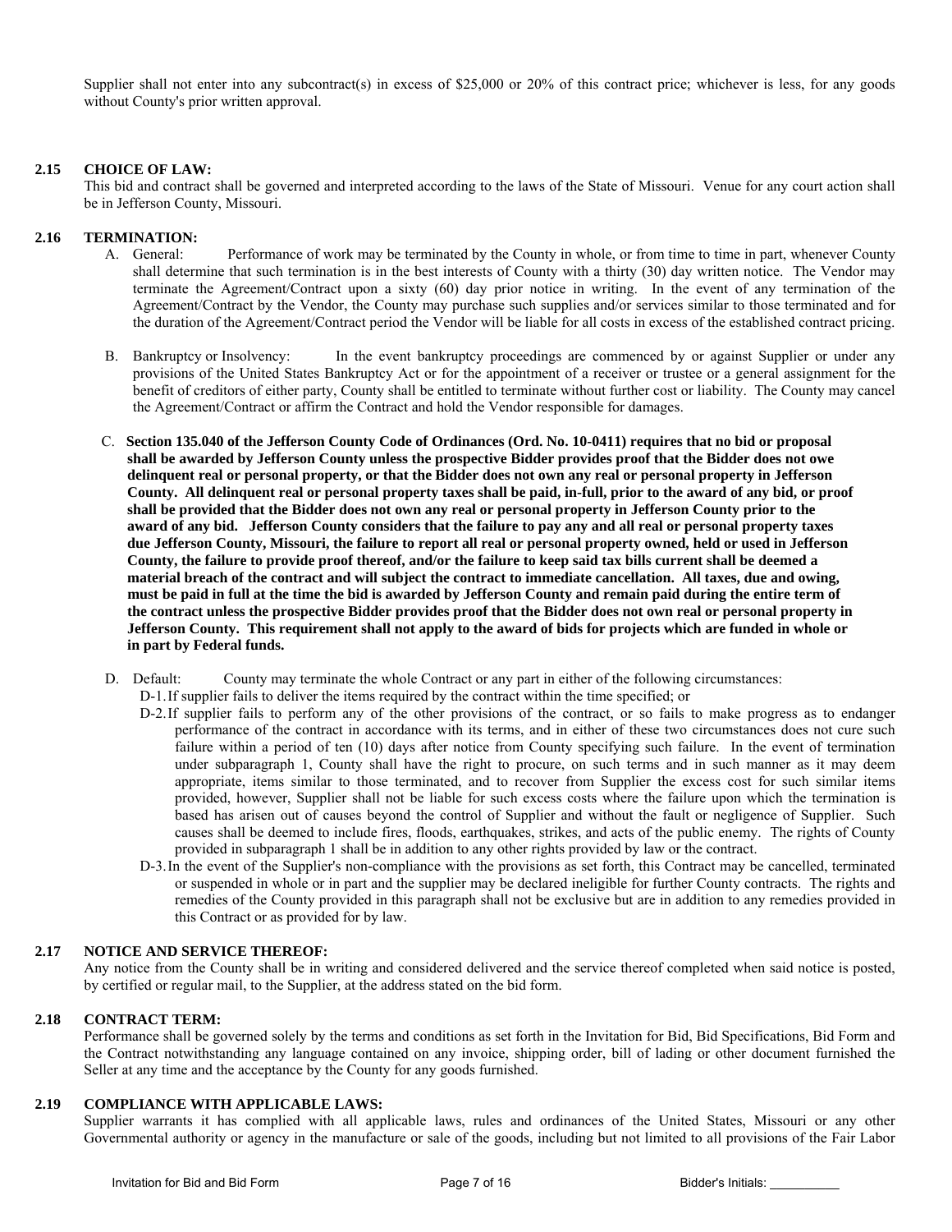Supplier shall not enter into any subcontract(s) in excess of $25,000 or 20% of this contract price; whichever is less, for any goods without County's prior written approval.

### 2.15 CHOICE OF LAW:

This bid and contract shall be governed and interpreted according to the laws of the State of Missouri. Venue for any court action shall be in Jefferson County, Missouri.

### 2.16 TERMINATION:

A. General: Performance of work may be terminated by the County in whole, or from time to time in part, whenever County shall determine that such termination is in the best interests of County with a thirty (30) day written notice. The Vendor may terminate the Agreement/Contract upon a sixty (60) day prior notice in writing. In the event of any termination of the Agreement/Contract by the Vendor, the County may purchase such supplies and/or services similar to those terminated and for the duration of the Agreement/Contract period the Vendor will be liable for all costs in excess of the established contract pricing.

B. Bankruptcy or Insolvency: In the event bankruptcy proceedings are commenced by or against Supplier or under any provisions of the United States Bankruptcy Act or for the appointment of a receiver or trustee or a general assignment for the benefit of creditors of either party, County shall be entitled to terminate without further cost or liability. The County may cancel the Agreement/Contract or affirm the Contract and hold the Vendor responsible for damages.

C. **Section 135.040 of the Jefferson County Code of Ordinances (Ord. No. 10-0411) requires that no bid or proposal shall be awarded by Jefferson County unless the prospective Bidder provides proof that the Bidder does not owe delinquent real or personal property, or that the Bidder does not own any real or personal property in Jefferson County. All delinquent real or personal property taxes shall be paid, in-full, prior to the award of any bid, or proof shall be provided that the Bidder does not own any real or personal property in Jefferson County prior to the award of any bid. Jefferson County considers that the failure to pay any and all real or personal property taxes due Jefferson County, Missouri, the failure to report all real or personal property owned, held or used in Jefferson County, the failure to provide proof thereof, and/or the failure to keep said tax bills current shall be deemed a material breach of the contract and will subject the contract to immediate cancellation. All taxes, due and owing, must be paid in full at the time the bid is awarded by Jefferson County and remain paid during the entire term of the contract unless the prospective Bidder provides proof that the Bidder does not own real or personal property in Jefferson County. This requirement shall not apply to the award of bids for projects which are funded in whole or in part by Federal funds.**

D. Default: County may terminate the whole Contract or any part in either of the following circumstances:

D-1. If supplier fails to deliver the items required by the contract within the time specified; or

D-2. If supplier fails to perform any of the other provisions of the contract, or so fails to make progress as to endanger performance of the contract in accordance with its terms, and in either of these two circumstances does not cure such failure within a period of ten (10) days after notice from County specifying such failure. In the event of termination under subparagraph 1, County shall have the right to procure, on such terms and in such manner as it may deem appropriate, items similar to those terminated, and to recover from Supplier the excess cost for such similar items provided, however, Supplier shall not be liable for such excess costs where the failure upon which the termination is based has arisen out of causes beyond the control of Supplier and without the fault or negligence of Supplier. Such causes shall be deemed to include fires, floods, earthquakes, strikes, and acts of the public enemy. The rights of County provided in subparagraph 1 shall be in addition to any other rights provided by law or the contract.

D-3. In the event of the Supplier's non-compliance with the provisions as set forth, this Contract may be cancelled, terminated or suspended in whole or in part and the supplier may be declared ineligible for further County contracts. The rights and remedies of the County provided in this paragraph shall not be exclusive but are in addition to any remedies provided in this Contract or as provided for by law.

### 2.17 NOTICE AND SERVICE THEREOF:

Any notice from the County shall be in writing and considered delivered and the service thereof completed when said notice is posted, by certified or regular mail, to the Supplier, at the address stated on the bid form.

### 2.18 CONTRACT TERM:

Performance shall be governed solely by the terms and conditions as set forth in the Invitation for Bid, Bid Specifications, Bid Form and the Contract notwithstanding any language contained on any invoice, shipping order, bill of lading or other document furnished the Seller at any time and the acceptance by the County for any goods furnished.

### 2.19 COMPLIANCE WITH APPLICABLE LAWS:

Supplier warrants it has complied with all applicable laws, rules and ordinances of the United States, Missouri or any other Governmental authority or agency in the manufacture or sale of the goods, including but not limited to all provisions of the Fair Labor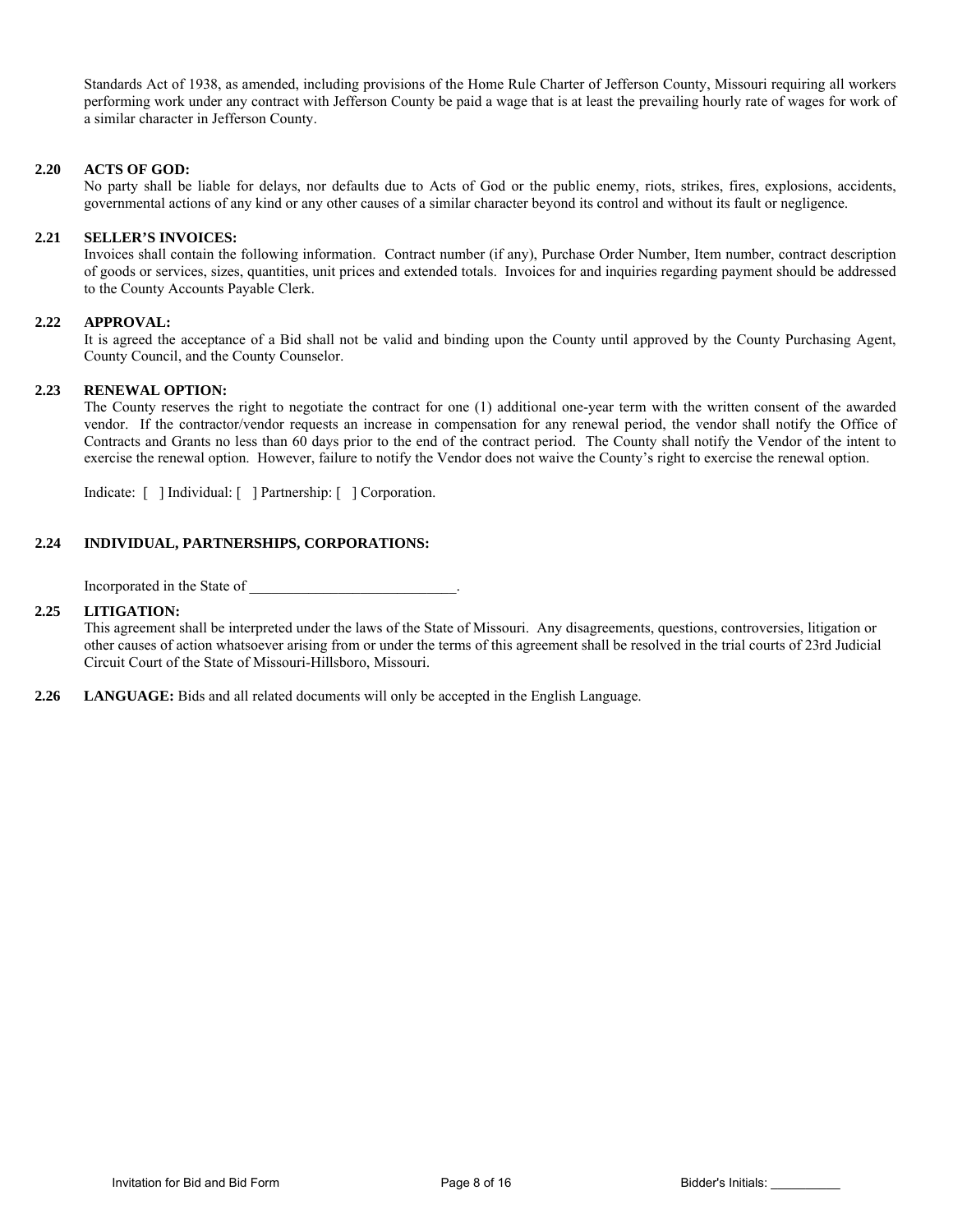Standards Act of 1938, as amended, including provisions of the Home Rule Charter of Jefferson County, Missouri requiring all workers performing work under any contract with Jefferson County be paid a wage that is at least the prevailing hourly rate of wages for work of a similar character in Jefferson County.

**2.20 ACTS OF GOD:**

No party shall be liable for delays, nor defaults due to Acts of God or the public enemy, riots, strikes, fires, explosions, accidents, governmental actions of any kind or any other causes of a similar character beyond its control and without its fault or negligence.

**2.21 SELLER'S INVOICES:**

Invoices shall contain the following information. Contract number (if any), Purchase Order Number, Item number, contract description of goods or services, sizes, quantities, unit prices and extended totals. Invoices for and inquiries regarding payment should be addressed to the County Accounts Payable Clerk.

**2.22 APPROVAL:**

It is agreed the acceptance of a Bid shall not be valid and binding upon the County until approved by the County Purchasing Agent, County Council, and the County Counselor.

**2.23 RENEWAL OPTION:**

The County reserves the right to negotiate the contract for one (1) additional one-year term with the written consent of the awarded vendor. If the contractor/vendor requests an increase in compensation for any renewal period, the vendor shall notify the Office of Contracts and Grants no less than 60 days prior to the end of the contract period. The County shall notify the Vendor of the intent to exercise the renewal option. However, failure to notify the Vendor does not waive the County's right to exercise the renewal option.

Indicate: [ ] Individual: [ ] Partnership: [ ] Corporation.

**2.24 INDIVIDUAL, PARTNERSHIPS, CORPORATIONS:**

Incorporated in the State of ____________________________.

**2.25 LITIGATION:**

This agreement shall be interpreted under the laws of the State of Missouri. Any disagreements, questions, controversies, litigation or other causes of action whatsoever arising from or under the terms of this agreement shall be resolved in the trial courts of 23rd Judicial Circuit Court of the State of Missouri-Hillsboro, Missouri.

**2.26 LANGUAGE:** Bids and all related documents will only be accepted in the English Language.

Bidder's Initials: __________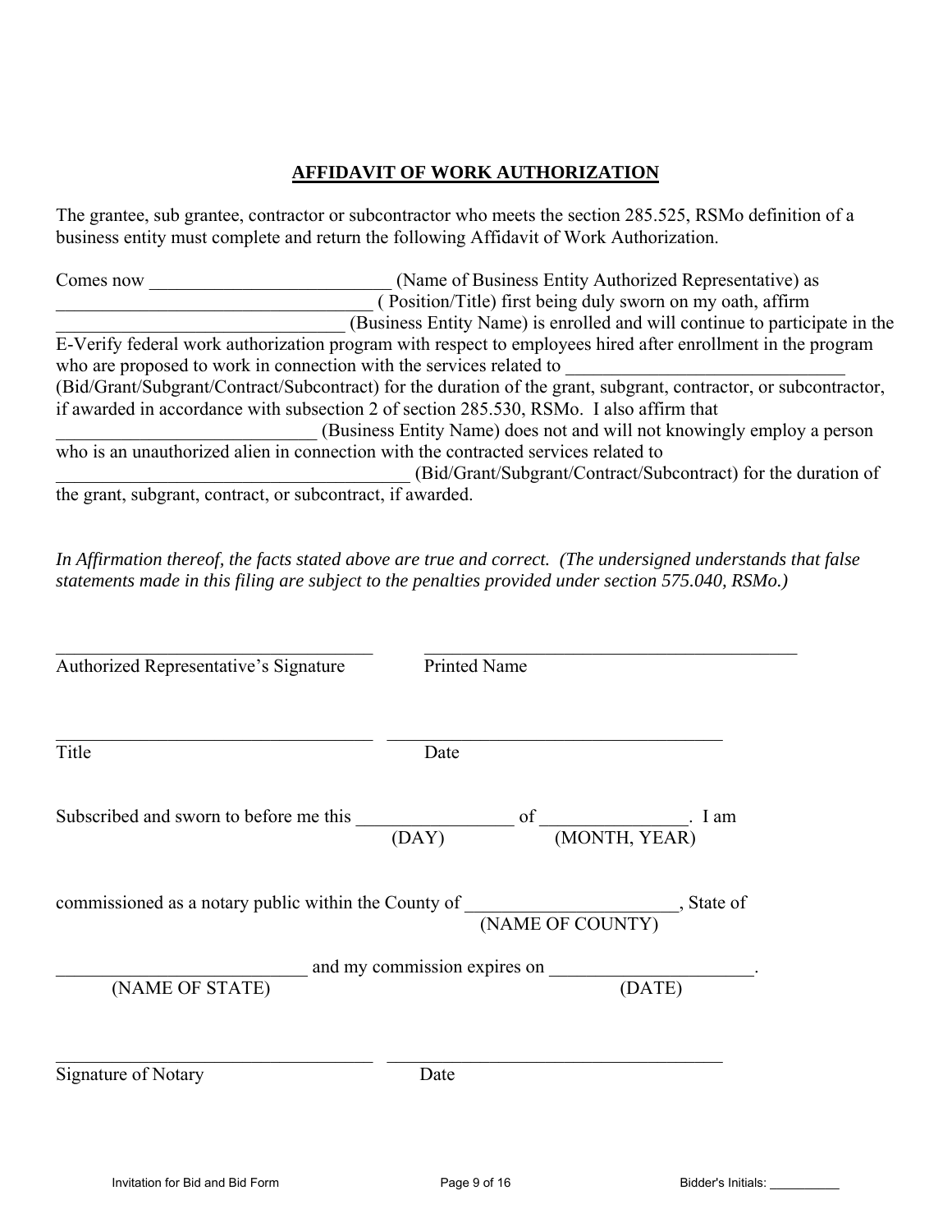# AFFIDAVIT OF WORK AUTHORIZATION

The grantee, sub grantee, contractor or subcontractor who meets the section 285.525, RSMo definition of a business entity must complete and return the following Affidavit of Work Authorization.

Comes now ___________________________ (Name of Business Entity Authorized Representative) as __________________________________ ( Position/Title) first being duly sworn on my oath, affirm _________________________________ (Business Entity Name) is enrolled and will continue to participate in the E-Verify federal work authorization program with respect to employees hired after enrollment in the program who are proposed to work in connection with the services related to ______________________________ (Bid/Grant/Subgrant/Contract/Subcontract) for the duration of the grant, subgrant, contractor, or subcontractor, if awarded in accordance with subsection 2 of section 285.530, RSMo. I also affirm that ____________________________ (Business Entity Name) does not and will not knowingly employ a person who is an unauthorized alien in connection with the contracted services related to ________________________________________ (Bid/Grant/Subgrant/Contract/Subcontract) for the duration of the grant, subgrant, contract, or subcontract, if awarded.

*In Affirmation thereof, the facts stated above are true and correct. (The undersigned understands that false statements made in this filing are subject to the penalties provided under section 575.040, RSMo.)*

___________________________________ ___________________________________________

Authorized Representative's Signature Printed Name

___________________________________ _____________________________________

Title Date

Subscribed and sworn to before me this _________________ of _______________. I am
(DAY) (MONTH, YEAR)

commissioned as a notary public within the County of ______________________, State of
(NAME OF COUNTY)

_________________________ and my commission expires on _____________________.
(NAME OF STATE) (DATE)

___________________________________ _____________________________________

Signature of Notary Date

Bidder's Initials: __________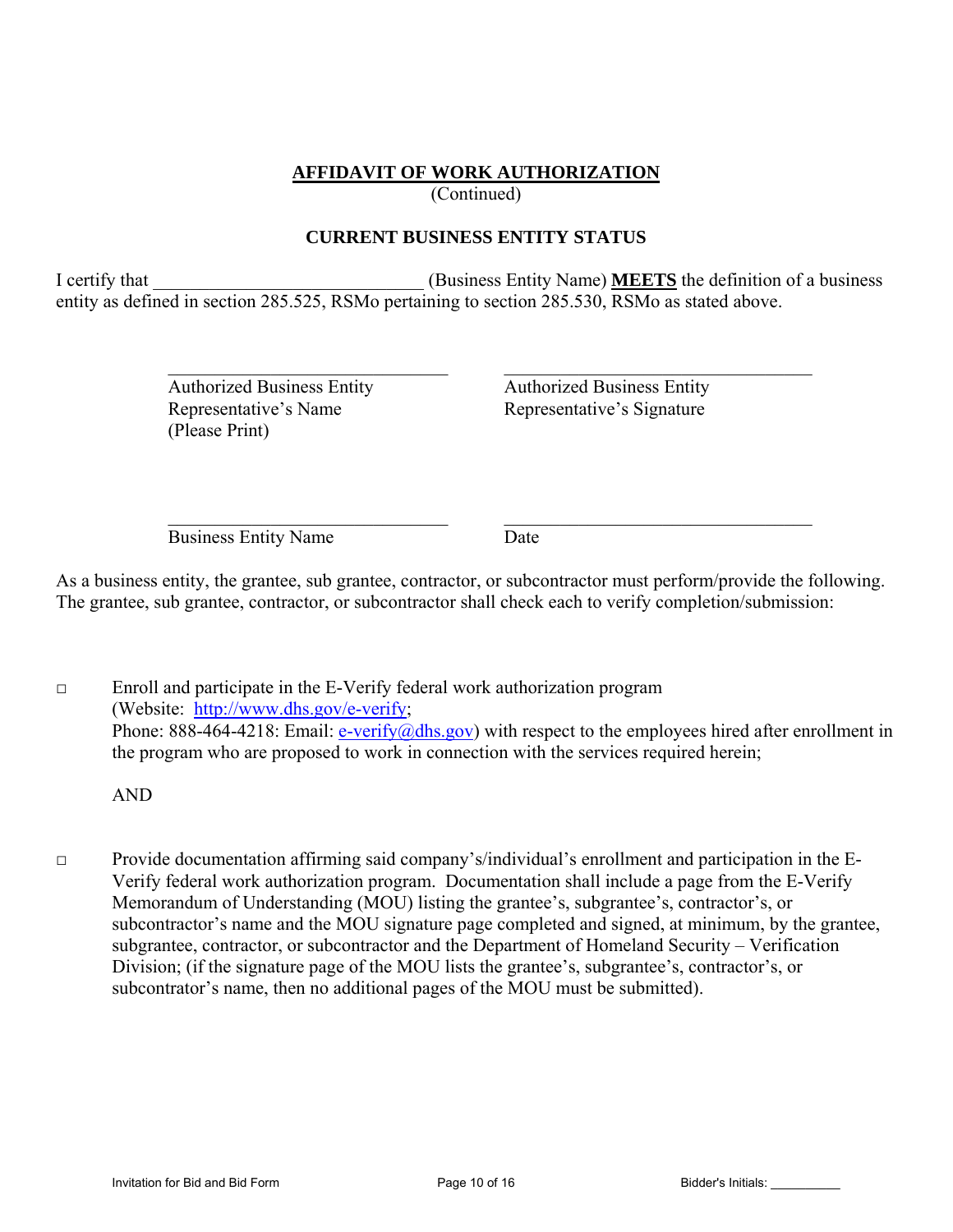# AFFIDAVIT OF WORK AUTHORIZATION

(Continued)

## CURRENT BUSINESS ENTITY STATUS

I certify that ______________________________ (Business Entity Name) **MEETS** the definition of a business entity as defined in section 285.525, RSMo pertaining to section 285.530, RSMo as stated above.

| ______________________________ | ______________________________ |
|---|---|
| Authorized Business Entity Representative's Name (Please Print) | Authorized Business Entity Representative's Signature |

| ______________________________ | ______________________________ |
|---|---|
| Business Entity Name | Date |

As a business entity, the grantee, sub grantee, contractor, or subcontractor must perform/provide the following. The grantee, sub grantee, contractor, or subcontractor shall check each to verify completion/submission:

□ Enroll and participate in the E-Verify federal work authorization program (Website: http://www.dhs.gov/e-verify; Phone: 888-464-4218: Email: e-verify@dhs.gov) with respect to the employees hired after enrollment in the program who are proposed to work in connection with the services required herein;

AND

□ Provide documentation affirming said company's/individual's enrollment and participation in the E-Verify federal work authorization program. Documentation shall include a page from the E-Verify Memorandum of Understanding (MOU) listing the grantee's, subgrantee's, contractor's, or subcontractor's name and the MOU signature page completed and signed, at minimum, by the grantee, subgrantee, contractor, or subcontractor and the Department of Homeland Security – Verification Division; (if the signature page of the MOU lists the grantee's, subgrantee's, contractor's, or subcontrator's name, then no additional pages of the MOU must be submitted).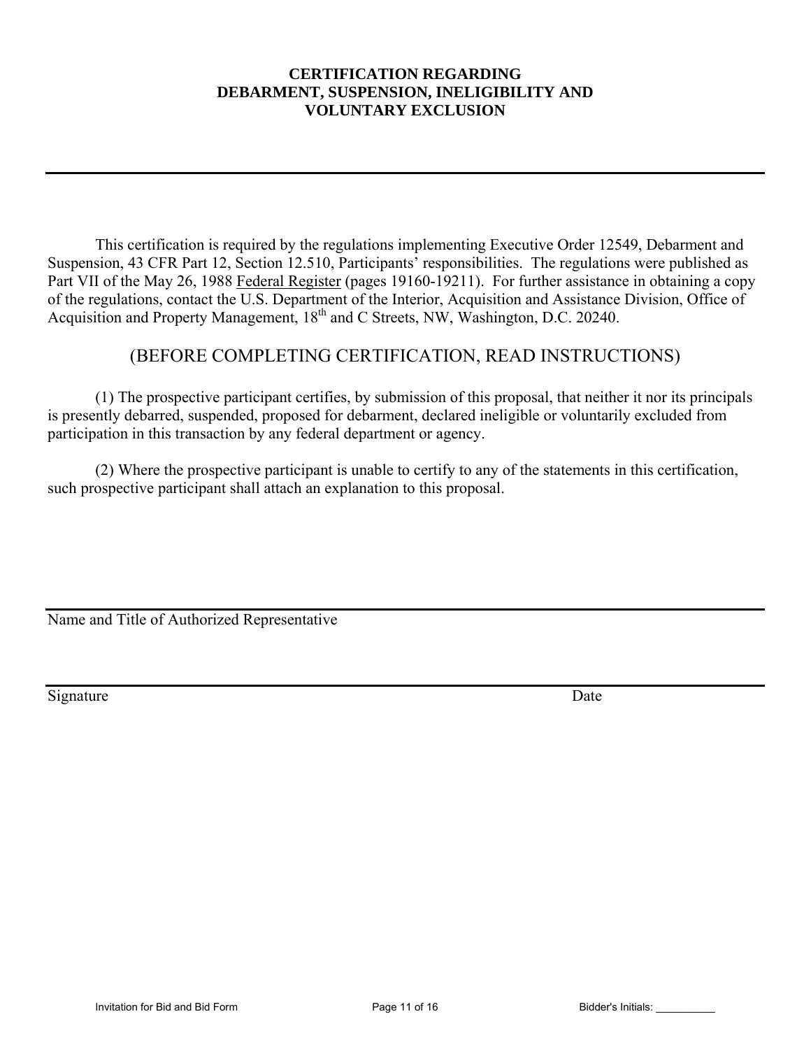# CERTIFICATION REGARDING DEBARMENT, SUSPENSION, INELIGIBILITY AND VOLUNTARY EXCLUSION

---

This certification is required by the regulations implementing Executive Order 12549, Debarment and Suspension, 43 CFR Part 12, Section 12.510, Participants' responsibilities. The regulations were published as Part VII of the May 26, 1988 Federal Register (pages 19160-19211). For further assistance in obtaining a copy of the regulations, contact the U.S. Department of the Interior, Acquisition and Assistance Division, Office of Acquisition and Property Management, 18th and C Streets, NW, Washington, D.C. 20240.

## (BEFORE COMPLETING CERTIFICATION, READ INSTRUCTIONS)

(1) The prospective participant certifies, by submission of this proposal, that neither it nor its principals is presently debarred, suspended, proposed for debarment, declared ineligible or voluntarily excluded from participation in this transaction by any federal department or agency.

(2) Where the prospective participant is unable to certify to any of the statements in this certification, such prospective participant shall attach an explanation to this proposal.

\_\_\_\_\_\_\_\_\_\_\_\_\_\_\_\_\_\_\_\_\_\_\_\_\_\_\_\_\_\_\_\_\_\_\_\_\_\_\_\_\_\_\_\_\_\_\_\_\_\_\_\_\_\_\_\_\_\_

Name and Title of Authorized Representative

\_\_\_\_\_\_\_\_\_\_\_\_\_\_\_\_\_\_\_\_\_\_\_\_\_\_\_\_\_\_\_\_\_\_\_\_\_\_\_\_\_\_\_\_\_\_\_\_\_\_\_\_\_\_\_\_\_\_

Signature Date

Bidder's Initials: \_\_\_\_\_\_\_\_\_\_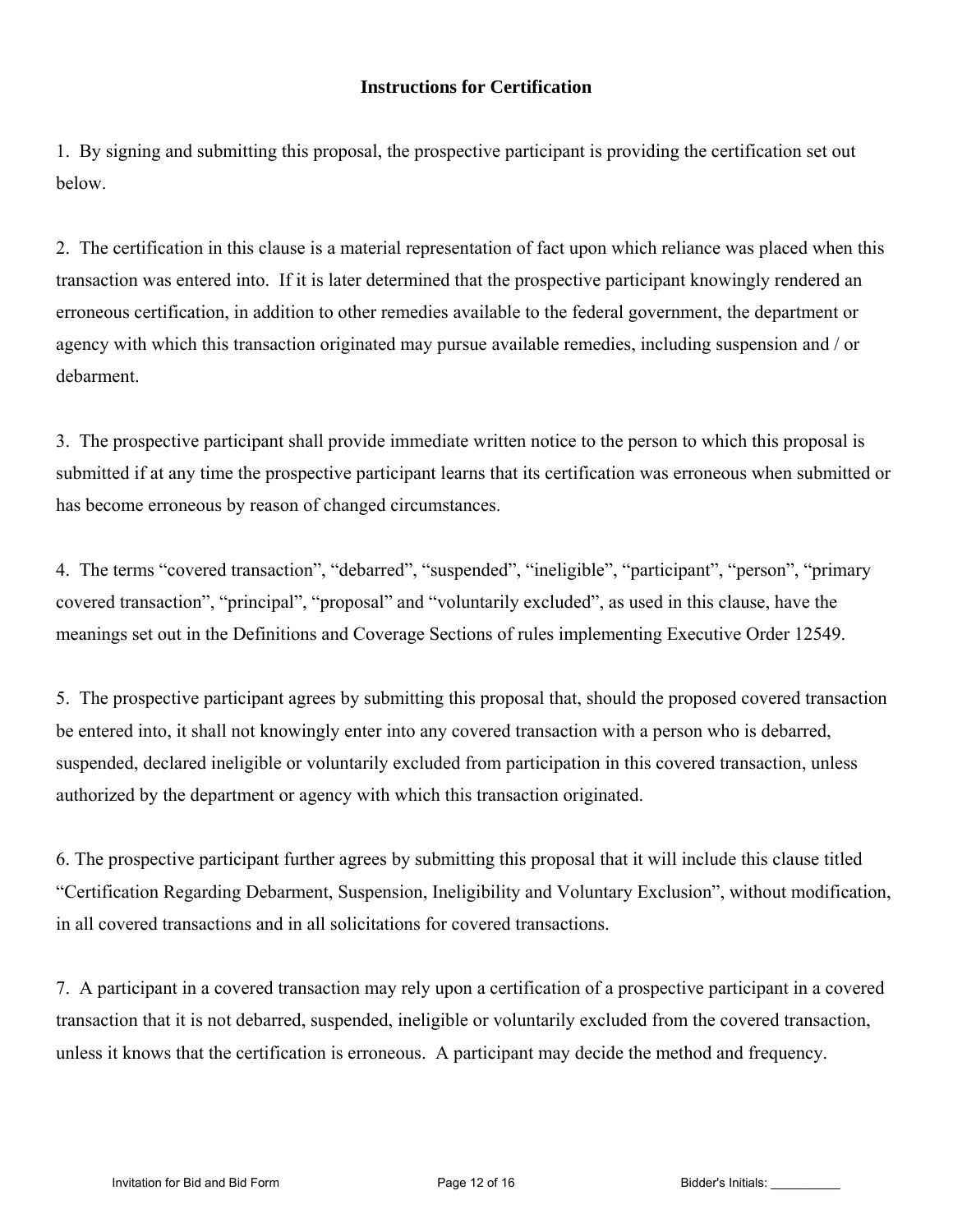## Instructions for Certification

1. By signing and submitting this proposal, the prospective participant is providing the certification set out below.

2. The certification in this clause is a material representation of fact upon which reliance was placed when this transaction was entered into. If it is later determined that the prospective participant knowingly rendered an erroneous certification, in addition to other remedies available to the federal government, the department or agency with which this transaction originated may pursue available remedies, including suspension and / or debarment.

3. The prospective participant shall provide immediate written notice to the person to which this proposal is submitted if at any time the prospective participant learns that its certification was erroneous when submitted or has become erroneous by reason of changed circumstances.

4. The terms “covered transaction”, “debarred”, “suspended”, “ineligible”, “participant”, “person”, “primary covered transaction”, “principal”, “proposal” and “voluntarily excluded”, as used in this clause, have the meanings set out in the Definitions and Coverage Sections of rules implementing Executive Order 12549.

5. The prospective participant agrees by submitting this proposal that, should the proposed covered transaction be entered into, it shall not knowingly enter into any covered transaction with a person who is debarred, suspended, declared ineligible or voluntarily excluded from participation in this covered transaction, unless authorized by the department or agency with which this transaction originated.

6. The prospective participant further agrees by submitting this proposal that it will include this clause titled “Certification Regarding Debarment, Suspension, Ineligibility and Voluntary Exclusion”, without modification, in all covered transactions and in all solicitations for covered transactions.

7. A participant in a covered transaction may rely upon a certification of a prospective participant in a covered transaction that it is not debarred, suspended, ineligible or voluntarily excluded from the covered transaction, unless it knows that the certification is erroneous. A participant may decide the method and frequency.

Bidder's Initials: __________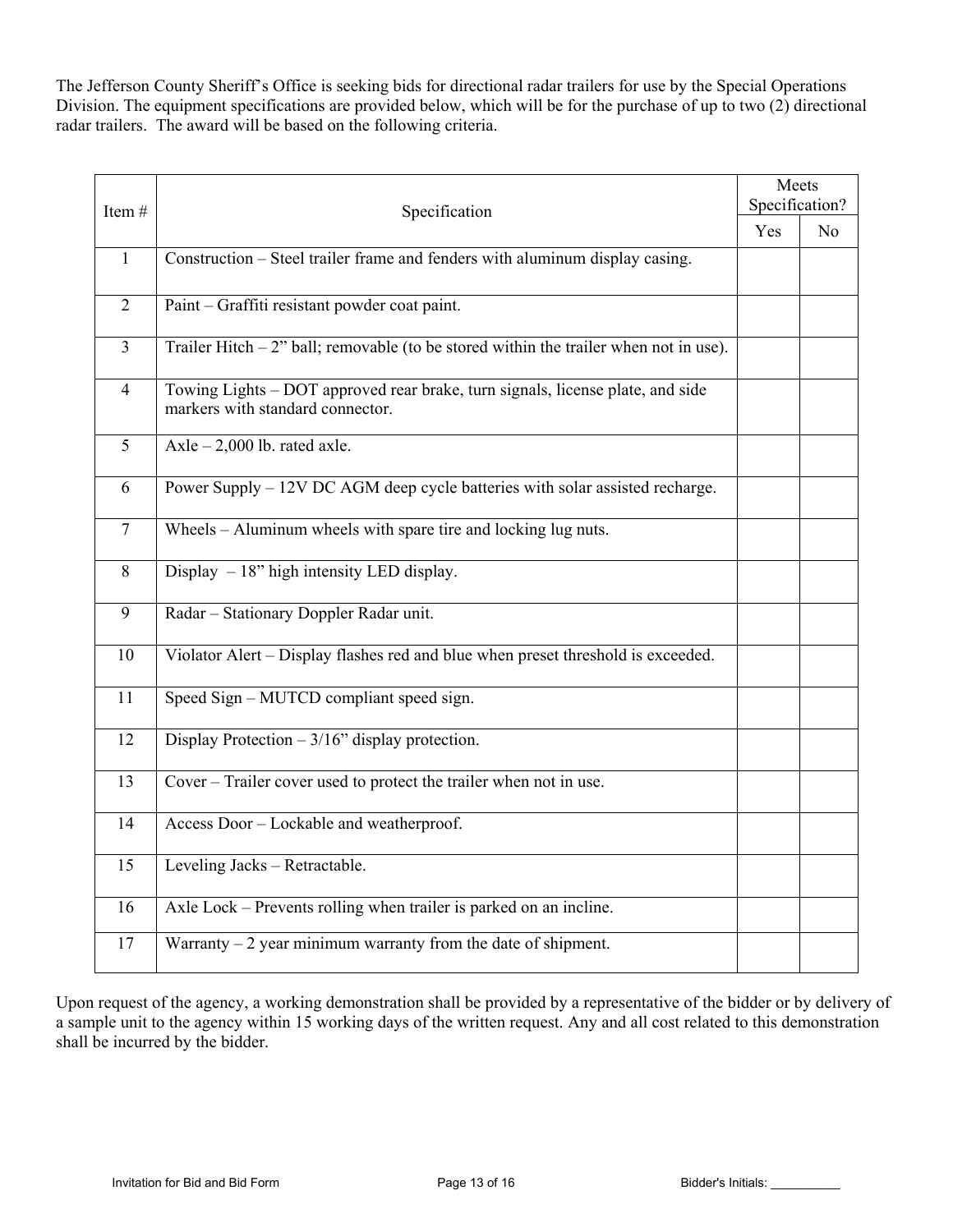The Jefferson County Sheriff's Office is seeking bids for directional radar trailers for use by the Special Operations Division. The equipment specifications are provided below, which will be for the purchase of up to two (2) directional radar trailers. The award will be based on the following criteria.

| Item # | Specification | Meets Specification? | |
|---|---|---|---|
| | | Yes | No |
| 1 | Construction – Steel trailer frame and fenders with aluminum display casing. | | |
| 2 | Paint – Graffiti resistant powder coat paint. | | |
| 3 | Trailer Hitch – 2" ball; removable (to be stored within the trailer when not in use). | | |
| 4 | Towing Lights – DOT approved rear brake, turn signals, license plate, and side markers with standard connector. | | |
| 5 | Axle – 2,000 lb. rated axle. | | |
| 6 | Power Supply – 12V DC AGM deep cycle batteries with solar assisted recharge. | | |
| 7 | Wheels – Aluminum wheels with spare tire and locking lug nuts. | | |
| 8 | Display – 18" high intensity LED display. | | |
| 9 | Radar – Stationary Doppler Radar unit. | | |
| 10 | Violator Alert – Display flashes red and blue when preset threshold is exceeded. | | |
| 11 | Speed Sign – MUTCD compliant speed sign. | | |
| 12 | Display Protection – 3/16" display protection. | | |
| 13 | Cover – Trailer cover used to protect the trailer when not in use. | | |
| 14 | Access Door – Lockable and weatherproof. | | |
| 15 | Leveling Jacks – Retractable. | | |
| 16 | Axle Lock – Prevents rolling when trailer is parked on an incline. | | |
| 17 | Warranty – 2 year minimum warranty from the date of shipment. | | |

Upon request of the agency, a working demonstration shall be provided by a representative of the bidder or by delivery of a sample unit to the agency within 15 working days of the written request. Any and all cost related to this demonstration shall be incurred by the bidder.

Bidder's Initials: __________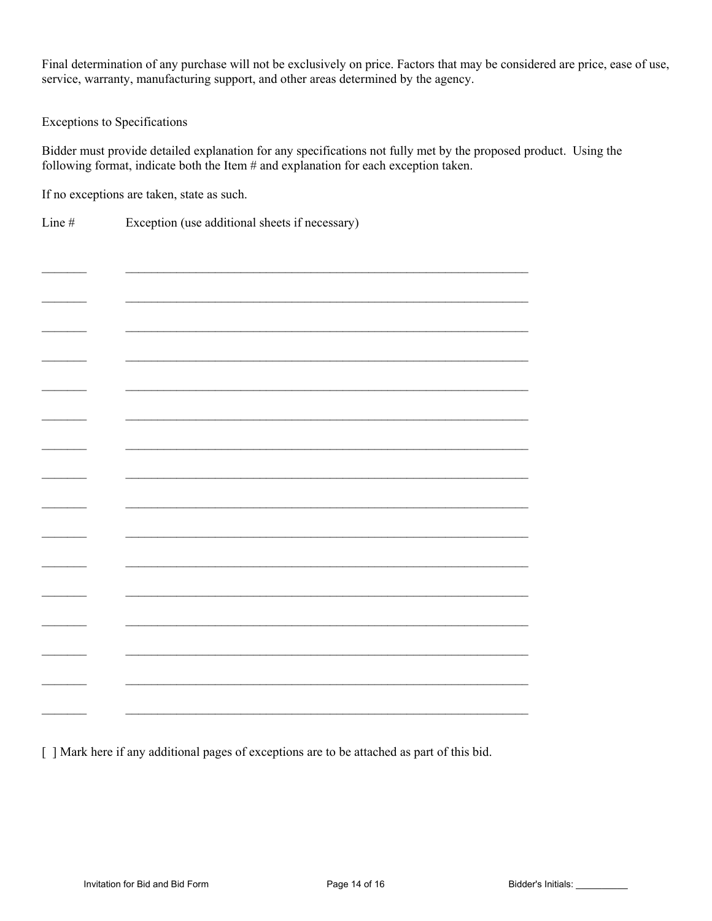Final determination of any purchase will not be exclusively on price. Factors that may be considered are price, ease of use, service, warranty, manufacturing support, and other areas determined by the agency.

Exceptions to Specifications

Bidder must provide detailed explanation for any specifications not fully met by the proposed product. Using the following format, indicate both the Item # and explanation for each exception taken.

If no exceptions are taken, state as such.

| Line # | Exception (use additional sheets if necessary) |
|---|---|
| _______ | ____________________________________________________________________ |
| _______ | ____________________________________________________________________ |
| _______ | ____________________________________________________________________ |
| _______ | ____________________________________________________________________ |
| _______ | ____________________________________________________________________ |
| _______ | ____________________________________________________________________ |
| _______ | ____________________________________________________________________ |
| _______ | ____________________________________________________________________ |
| _______ | ____________________________________________________________________ |
| _______ | ____________________________________________________________________ |
| _______ | ____________________________________________________________________ |
| _______ | ____________________________________________________________________ |
| _______ | ____________________________________________________________________ |
| _______ | ____________________________________________________________________ |
| _______ | ____________________________________________________________________ |
| _______ | ____________________________________________________________________ |

[ ] Mark here if any additional pages of exceptions are to be attached as part of this bid.

Bidder's Initials: __________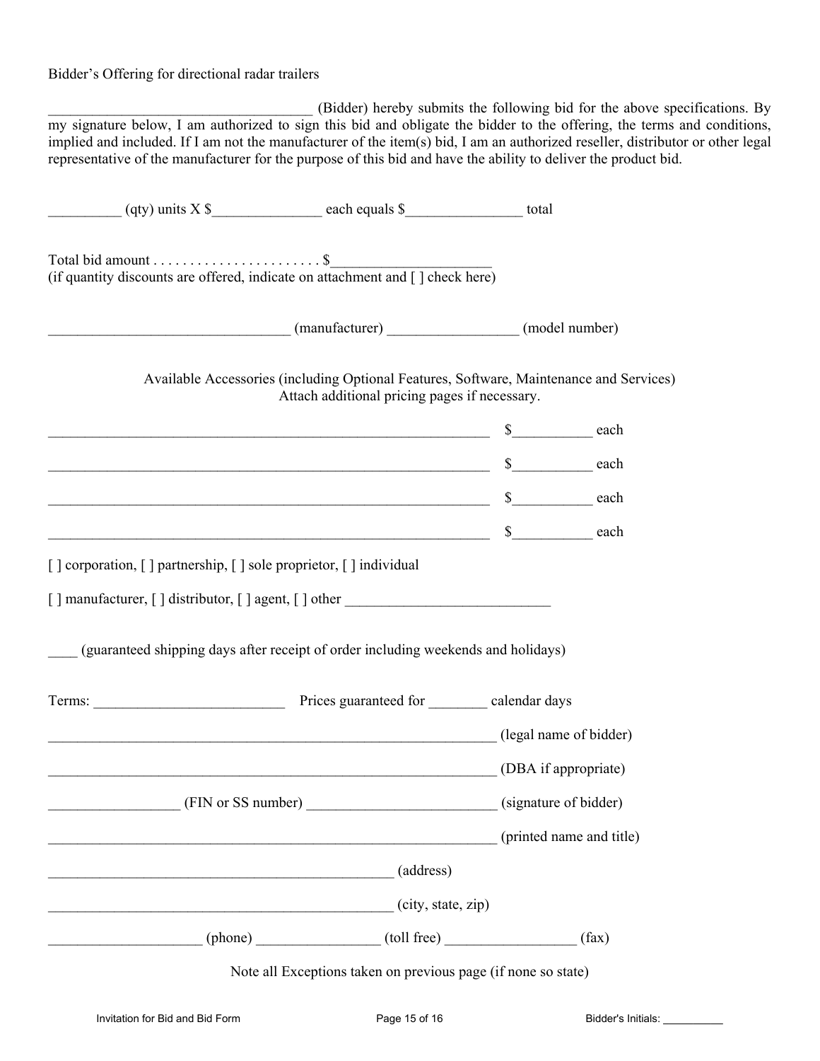Bidder's Offering for directional radar trailers

___________________________________ (Bidder) hereby submits the following bid for the above specifications. By my signature below, I am authorized to sign this bid and obligate the bidder to the offering, the terms and conditions, implied and included. If I am not the manufacturer of the item(s) bid, I am an authorized reseller, distributor or other legal representative of the manufacturer for the purpose of this bid and have the ability to deliver the product bid.

__________ (qty) units X $_______________ each equals $________________ total

Total bid amount . . . . . . . . . . . . . . . . . . . . . . . $______________________
(if quantity discounts are offered, indicate on attachment and [ ] check here)

_________________________________ (manufacturer) _________________ (model number)

Available Accessories (including Optional Features, Software, Maintenance and Services)
Attach additional pricing pages if necessary.

_____________________________________________________________ $__________ each

_____________________________________________________________ $__________ each

_____________________________________________________________ $__________ each

_____________________________________________________________ $__________ each

[ ] corporation, [ ] partnership, [ ] sole proprietor, [ ] individual

[ ] manufacturer, [ ] distributor, [ ] agent, [ ] other ___________________________

____ (guaranteed shipping days after receipt of order including weekends and holidays)

Terms: _________________________ Prices guaranteed for ________ calendar days

______________________________________________________________ (legal name of bidder)

______________________________________________________________ (DBA if appropriate)

_________________ (FIN or SS number) _________________________ (signature of bidder)

______________________________________________________________ (printed name and title)

_______________________________________________ (address)

_______________________________________________ (city, state, zip)

____________________ (phone) ________________ (toll free) _________________ (fax)

Note all Exceptions taken on previous page (if none so state)

Bidder's Initials: __________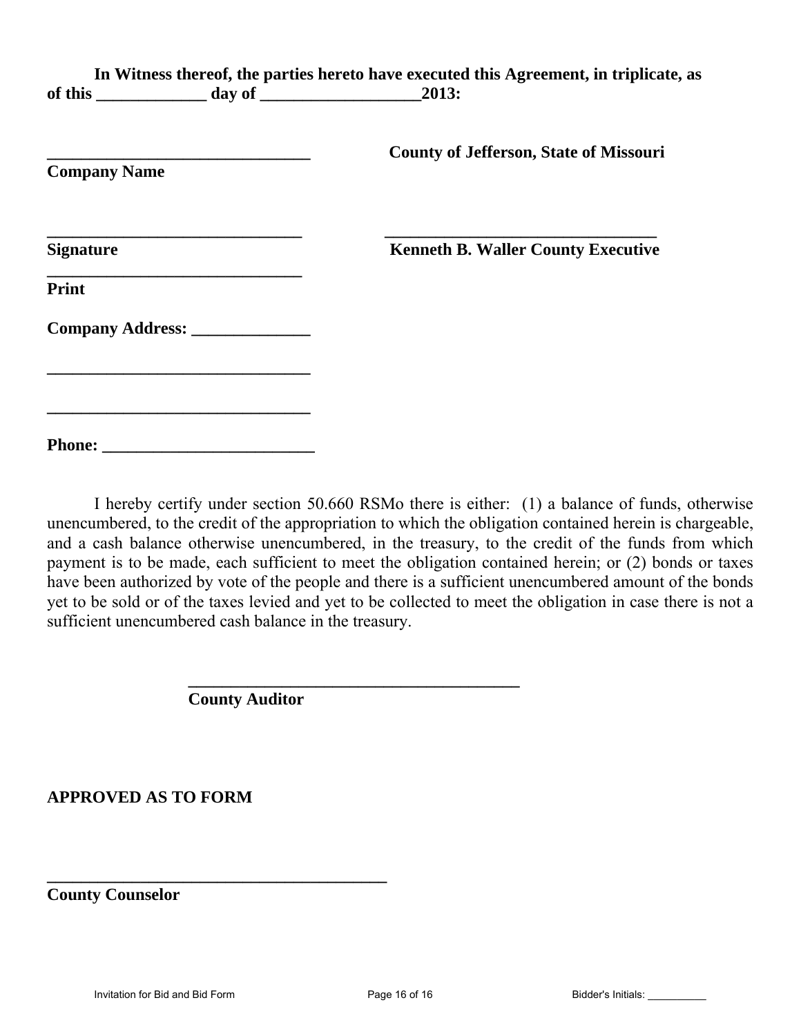**In Witness thereof, the parties hereto have executed this Agreement, in triplicate, as of this _____________ day of ___________________2013:**

**_______________________________**
**Company Name**

**County of Jefferson, State of Missouri**

**_______________________________**
**Signature**

**_______________________________**
**Kenneth B. Waller County Executive**

**_______________________________**
**Print**

**Company Address: ______________**

**_______________________________**

**_______________________________**

**Phone: _________________________**

I hereby certify under section 50.660 RSMo there is either: (1) a balance of funds, otherwise unencumbered, to the credit of the appropriation to which the obligation contained herein is chargeable, and a cash balance otherwise unencumbered, in the treasury, to the credit of the funds from which payment is to be made, each sufficient to meet the obligation contained herein; or (2) bonds or taxes have been authorized by vote of the people and there is a sufficient unencumbered amount of the bonds yet to be sold or of the taxes levied and yet to be collected to meet the obligation in case there is not a sufficient unencumbered cash balance in the treasury.

**_______________________________________**
**County Auditor**

**APPROVED AS TO FORM**

**__________________________________________**
**County Counselor**

Bidder's Initials: __________